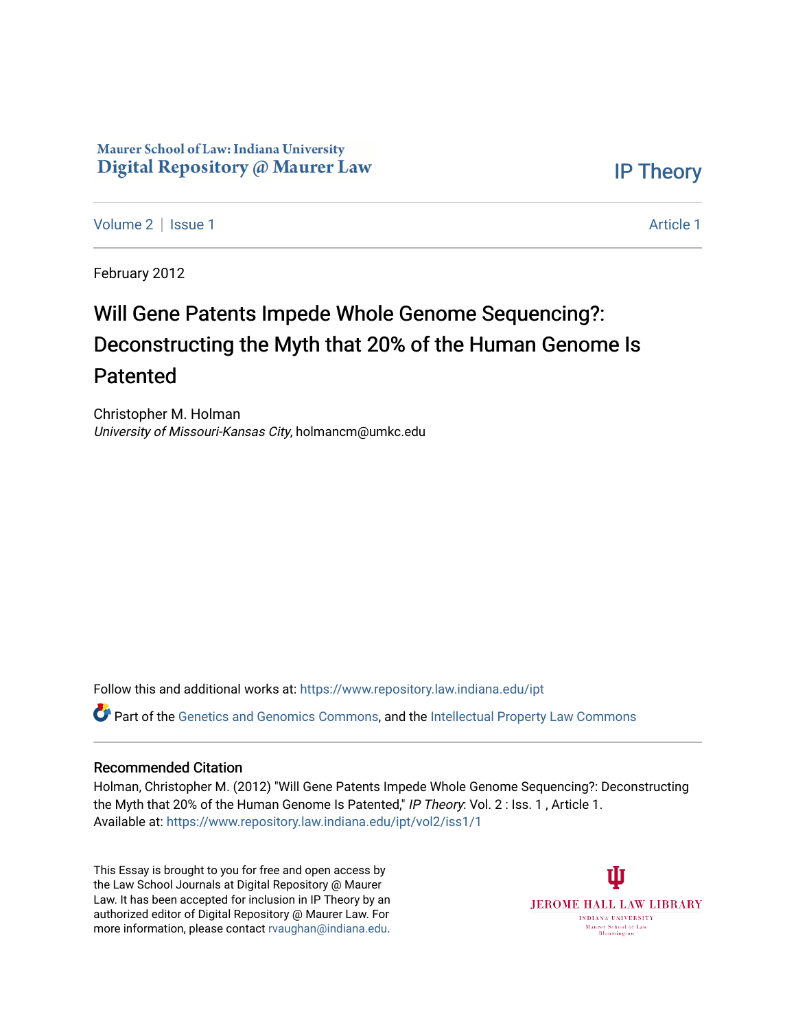Maurer School of Law: Indiana University
Digital Repository @ Maurer Law

IP Theory

Volume 2 | Issue 1 Article 1

February 2012

# Will Gene Patents Impede Whole Genome Sequencing?: Deconstructing the Myth that 20% of the Human Genome Is Patented

Christopher M. Holman
*University of Missouri-Kansas City*, holmancm@umkc.edu

Follow this and additional works at: https://www.repository.law.indiana.edu/ipt

Part of the Genetics and Genomics Commons, and the Intellectual Property Law Commons

## Recommended Citation

Holman, Christopher M. (2012) "Will Gene Patents Impede Whole Genome Sequencing?: Deconstructing the Myth that 20% of the Human Genome Is Patented," *IP Theory*: Vol. 2 : Iss. 1 , Article 1.
Available at: https://www.repository.law.indiana.edu/ipt/vol2/iss1/1

This Essay is brought to you for free and open access by the Law School Journals at Digital Repository @ Maurer Law. It has been accepted for inclusion in IP Theory by an authorized editor of Digital Repository @ Maurer Law. For more information, please contact rvaughan@indiana.edu.

JEROME HALL LAW LIBRARY
INDIANA UNIVERSITY
Maurer School of Law
Bloomington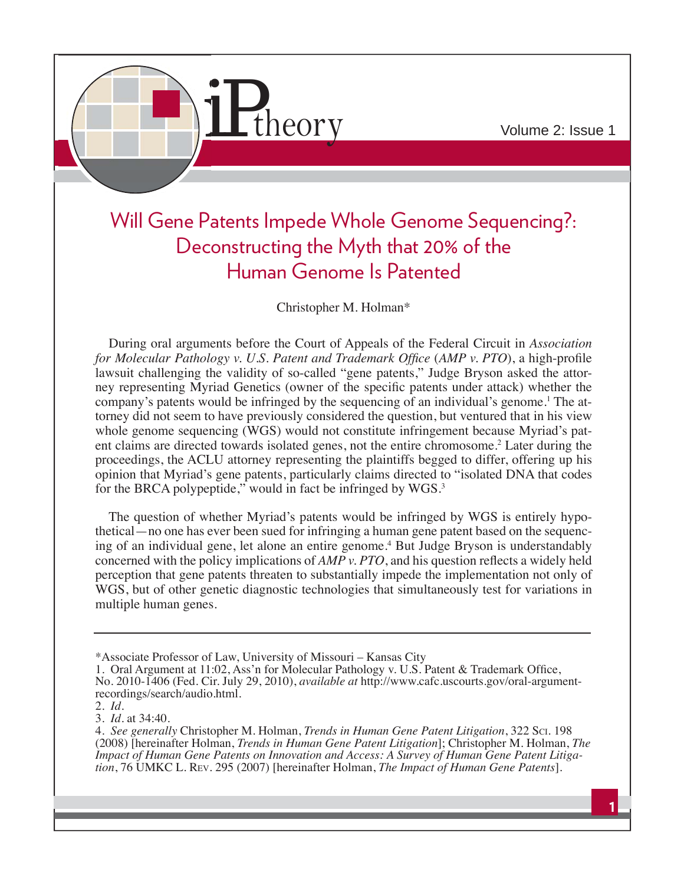# Will Gene Patents Impede Whole Genome Sequencing?: Deconstructing the Myth that 20% of the Human Genome Is Patented

Christopher M. Holman*

During oral arguments before the Court of Appeals of the Federal Circuit in *Association for Molecular Pathology v. U.S. Patent and Trademark Office* (*AMP v. PTO*), a high-profile lawsuit challenging the validity of so-called "gene patents," Judge Bryson asked the attorney representing Myriad Genetics (owner of the specific patents under attack) whether the company's patents would be infringed by the sequencing of an individual's genome.[1] The attorney did not seem to have previously considered the question, but ventured that in his view whole genome sequencing (WGS) would not constitute infringement because Myriad's patent claims are directed towards isolated genes, not the entire chromosome.[2] Later during the proceedings, the ACLU attorney representing the plaintiffs begged to differ, offering up his opinion that Myriad's gene patents, particularly claims directed to "isolated DNA that codes for the BRCA polypeptide," would in fact be infringed by WGS.[3]

The question of whether Myriad's patents would be infringed by WGS is entirely hypothetical—no one has ever been sued for infringing a human gene patent based on the sequencing of an individual gene, let alone an entire genome.[4] But Judge Bryson is understandably concerned with the policy implications of *AMP v. PTO*, and his question reflects a widely held perception that gene patents threaten to substantially impede the implementation not only of WGS, but of other genetic diagnostic technologies that simultaneously test for variations in multiple human genes.

---

*Associate Professor of Law, University of Missouri – Kansas City

1. Oral Argument at 11:02, Ass'n for Molecular Pathology v. U.S. Patent & Trademark Office, No. 2010-1406 (Fed. Cir. July 29, 2010), *available at* http://www.cafc.uscourts.gov/oral-argument-recordings/search/audio.html.

2. *Id.*

3. *Id.* at 34:40.

4. *See generally* Christopher M. Holman, *Trends in Human Gene Patent Litigation*, 322 Sci. 198 (2008) [hereinafter Holman, *Trends in Human Gene Patent Litigation*]; Christopher M. Holman, *The Impact of Human Gene Patents on Innovation and Access: A Survey of Human Gene Patent Litigation*, 76 UMKC L. Rev. 295 (2007) [hereinafter Holman, *The Impact of Human Gene Patents*].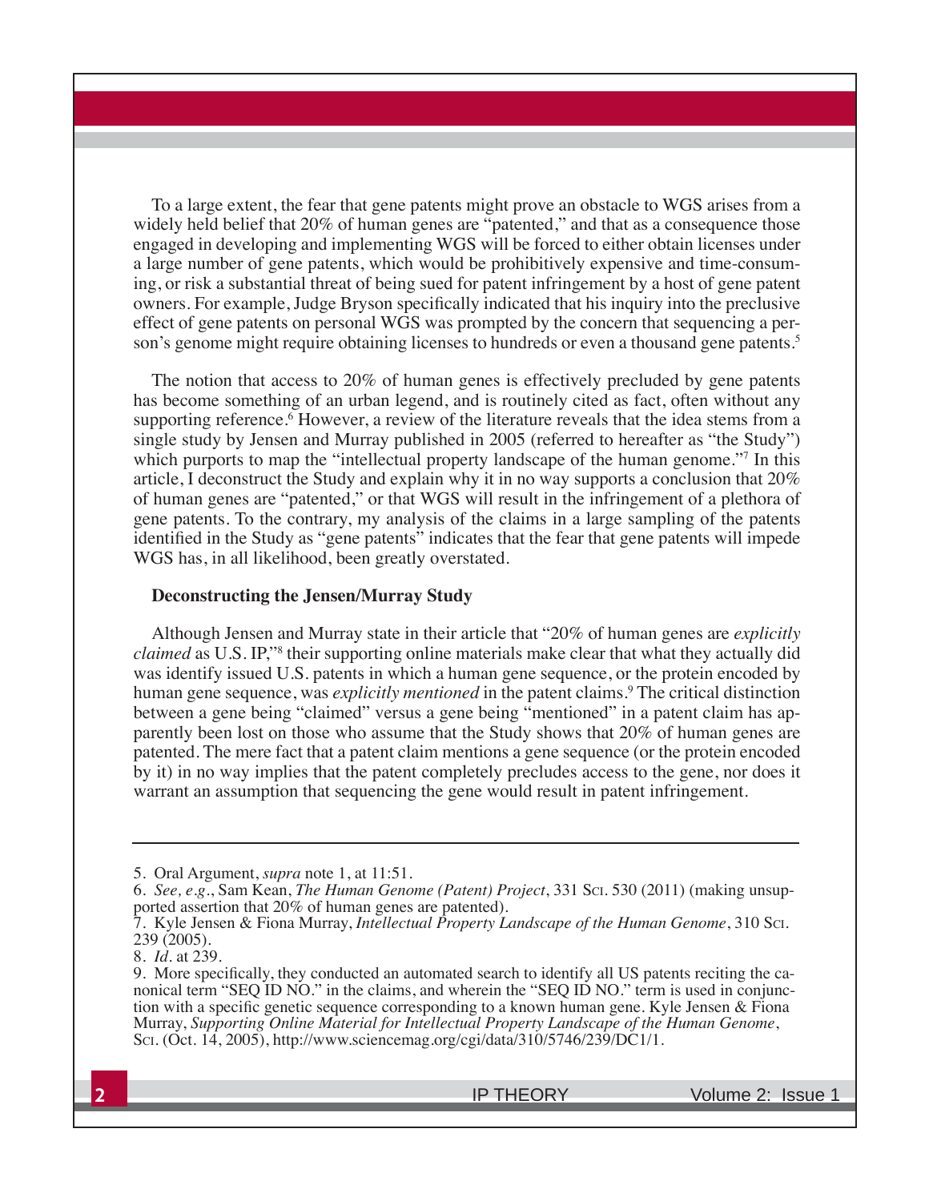To a large extent, the fear that gene patents might prove an obstacle to WGS arises from a widely held belief that 20% of human genes are "patented," and that as a consequence those engaged in developing and implementing WGS will be forced to either obtain licenses under a large number of gene patents, which would be prohibitively expensive and time-consuming, or risk a substantial threat of being sued for patent infringement by a host of gene patent owners. For example, Judge Bryson specifically indicated that his inquiry into the preclusive effect of gene patents on personal WGS was prompted by the concern that sequencing a person's genome might require obtaining licenses to hundreds or even a thousand gene patents.[5]

The notion that access to 20% of human genes is effectively precluded by gene patents has become something of an urban legend, and is routinely cited as fact, often without any supporting reference.[6] However, a review of the literature reveals that the idea stems from a single study by Jensen and Murray published in 2005 (referred to hereafter as "the Study") which purports to map the "intellectual property landscape of the human genome."[7] In this article, I deconstruct the Study and explain why it in no way supports a conclusion that 20% of human genes are "patented," or that WGS will result in the infringement of a plethora of gene patents. To the contrary, my analysis of the claims in a large sampling of the patents identified in the Study as "gene patents" indicates that the fear that gene patents will impede WGS has, in all likelihood, been greatly overstated.

### Deconstructing the Jensen/Murray Study

Although Jensen and Murray state in their article that "20% of human genes are *explicitly claimed* as U.S. IP,"[8] their supporting online materials make clear that what they actually did was identify issued U.S. patents in which a human gene sequence, or the protein encoded by human gene sequence, was *explicitly mentioned* in the patent claims.[9] The critical distinction between a gene being "claimed" versus a gene being "mentioned" in a patent claim has apparently been lost on those who assume that the Study shows that 20% of human genes are patented. The mere fact that a patent claim mentions a gene sequence (or the protein encoded by it) in no way implies that the patent completely precludes access to the gene, nor does it warrant an assumption that sequencing the gene would result in patent infringement.

---

5. Oral Argument, *supra* note 1, at 11:51.

6. *See, e.g.*, Sam Kean, *The Human Genome (Patent) Project*, 331 Sci. 530 (2011) (making unsupported assertion that 20% of human genes are patented).

7. Kyle Jensen & Fiona Murray, *Intellectual Property Landscape of the Human Genome*, 310 Sci. 239 (2005).

8. *Id.* at 239.

9. More specifically, they conducted an automated search to identify all US patents reciting the canonical term "SEQ ID NO." in the claims, and wherein the "SEQ ID NO." term is used in conjunction with a specific genetic sequence corresponding to a known human gene. Kyle Jensen & Fiona Murray, *Supporting Online Material for Intellectual Property Landscape of the Human Genome*, Sci. (Oct. 14, 2005), http://www.sciencemag.org/cgi/data/310/5746/239/DC1/1.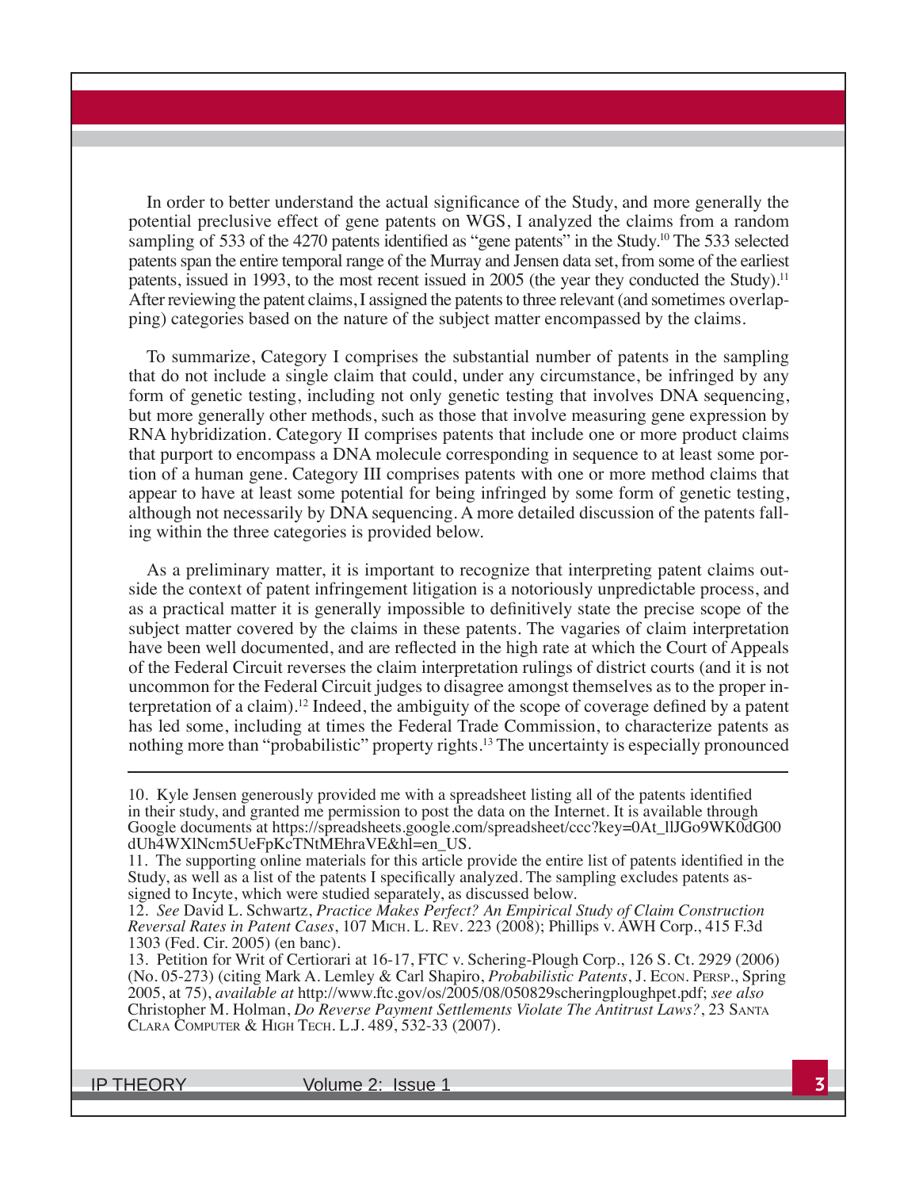In order to better understand the actual significance of the Study, and more generally the potential preclusive effect of gene patents on WGS, I analyzed the claims from a random sampling of 533 of the 4270 patents identified as "gene patents" in the Study.[10] The 533 selected patents span the entire temporal range of the Murray and Jensen data set, from some of the earliest patents, issued in 1993, to the most recent issued in 2005 (the year they conducted the Study).[11] After reviewing the patent claims, I assigned the patents to three relevant (and sometimes overlapping) categories based on the nature of the subject matter encompassed by the claims.

To summarize, Category I comprises the substantial number of patents in the sampling that do not include a single claim that could, under any circumstance, be infringed by any form of genetic testing, including not only genetic testing that involves DNA sequencing, but more generally other methods, such as those that involve measuring gene expression by RNA hybridization. Category II comprises patents that include one or more product claims that purport to encompass a DNA molecule corresponding in sequence to at least some portion of a human gene. Category III comprises patents with one or more method claims that appear to have at least some potential for being infringed by some form of genetic testing, although not necessarily by DNA sequencing. A more detailed discussion of the patents falling within the three categories is provided below.

As a preliminary matter, it is important to recognize that interpreting patent claims outside the context of patent infringement litigation is a notoriously unpredictable process, and as a practical matter it is generally impossible to definitively state the precise scope of the subject matter covered by the claims in these patents. The vagaries of claim interpretation have been well documented, and are reflected in the high rate at which the Court of Appeals of the Federal Circuit reverses the claim interpretation rulings of district courts (and it is not uncommon for the Federal Circuit judges to disagree amongst themselves as to the proper interpretation of a claim).[12] Indeed, the ambiguity of the scope of coverage defined by a patent has led some, including at times the Federal Trade Commission, to characterize patents as nothing more than "probabilistic" property rights.[13] The uncertainty is especially pronounced

---

10. Kyle Jensen generously provided me with a spreadsheet listing all of the patents identified in their study, and granted me permission to post the data on the Internet. It is available through Google documents at https://spreadsheets.google.com/spreadsheet/ccc?key=0At_llJGo9WK0dG00dUh4WXlNcm5UeFpKcTNtMEhraVE&hl=en_US.

11. The supporting online materials for this article provide the entire list of patents identified in the Study, as well as a list of the patents I specifically analyzed. The sampling excludes patents assigned to Incyte, which were studied separately, as discussed below.

12. *See* David L. Schwartz, *Practice Makes Perfect? An Empirical Study of Claim Construction Reversal Rates in Patent Cases*, 107 Mich. L. Rev. 223 (2008); Phillips v. AWH Corp., 415 F.3d 1303 (Fed. Cir. 2005) (en banc).

13. Petition for Writ of Certiorari at 16-17, FTC v. Schering-Plough Corp., 126 S. Ct. 2929 (2006) (No. 05-273) (citing Mark A. Lemley & Carl Shapiro, *Probabilistic Patents*, J. Econ. Persp., Spring 2005, at 75), *available at* http://www.ftc.gov/os/2005/08/050829scheringploughpet.pdf; *see also* Christopher M. Holman, *Do Reverse Payment Settlements Violate The Antitrust Laws?*, 23 Santa Clara Computer & High Tech. L.J. 489, 532-33 (2007).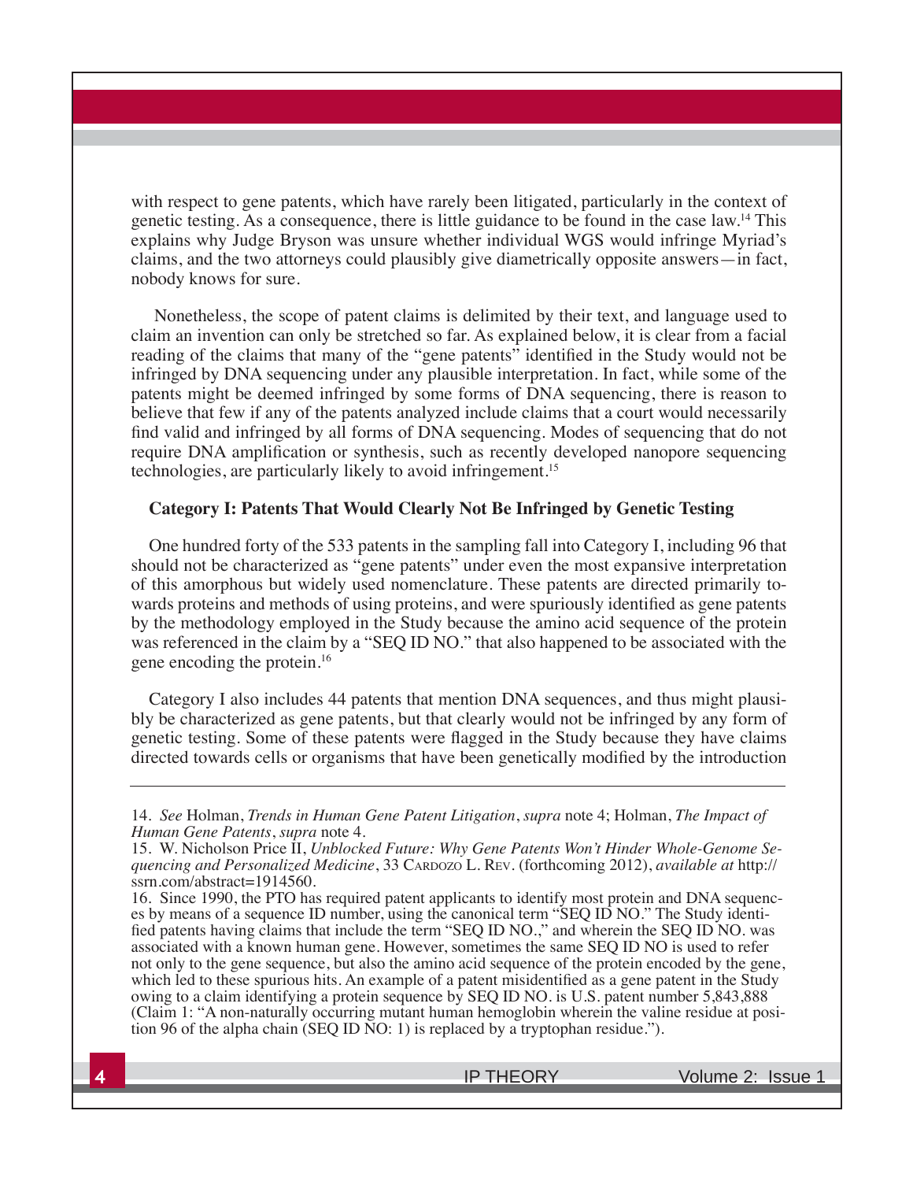with respect to gene patents, which have rarely been litigated, particularly in the context of genetic testing. As a consequence, there is little guidance to be found in the case law.[14] This explains why Judge Bryson was unsure whether individual WGS would infringe Myriad's claims, and the two attorneys could plausibly give diametrically opposite answers—in fact, nobody knows for sure.

Nonetheless, the scope of patent claims is delimited by their text, and language used to claim an invention can only be stretched so far. As explained below, it is clear from a facial reading of the claims that many of the "gene patents" identified in the Study would not be infringed by DNA sequencing under any plausible interpretation. In fact, while some of the patents might be deemed infringed by some forms of DNA sequencing, there is reason to believe that few if any of the patents analyzed include claims that a court would necessarily find valid and infringed by all forms of DNA sequencing. Modes of sequencing that do not require DNA amplification or synthesis, such as recently developed nanopore sequencing technologies, are particularly likely to avoid infringement.[15]

**Category I: Patents That Would Clearly Not Be Infringed by Genetic Testing**

One hundred forty of the 533 patents in the sampling fall into Category I, including 96 that should not be characterized as "gene patents" under even the most expansive interpretation of this amorphous but widely used nomenclature. These patents are directed primarily towards proteins and methods of using proteins, and were spuriously identified as gene patents by the methodology employed in the Study because the amino acid sequence of the protein was referenced in the claim by a "SEQ ID NO." that also happened to be associated with the gene encoding the protein.[16]

Category I also includes 44 patents that mention DNA sequences, and thus might plausibly be characterized as gene patents, but that clearly would not be infringed by any form of genetic testing. Some of these patents were flagged in the Study because they have claims directed towards cells or organisms that have been genetically modified by the introduction

---

14. *See* Holman, *Trends in Human Gene Patent Litigation*, *supra* note 4; Holman, *The Impact of Human Gene Patents*, *supra* note 4.

15. W. Nicholson Price II, *Unblocked Future: Why Gene Patents Won't Hinder Whole-Genome Sequencing and Personalized Medicine*, 33 Cardozo L. Rev. (forthcoming 2012), *available at* http://ssrn.com/abstract=1914560.

16. Since 1990, the PTO has required patent applicants to identify most protein and DNA sequences by means of a sequence ID number, using the canonical term "SEQ ID NO." The Study identified patents having claims that include the term "SEQ ID NO.," and wherein the SEQ ID NO. was associated with a known human gene. However, sometimes the same SEQ ID NO is used to refer not only to the gene sequence, but also the amino acid sequence of the protein encoded by the gene, which led to these spurious hits. An example of a patent misidentified as a gene patent in the Study owing to a claim identifying a protein sequence by SEQ ID NO. is U.S. patent number 5,843,888 (Claim 1: "A non-naturally occurring mutant human hemoglobin wherein the valine residue at position 96 of the alpha chain (SEQ ID NO: 1) is replaced by a tryptophan residue.").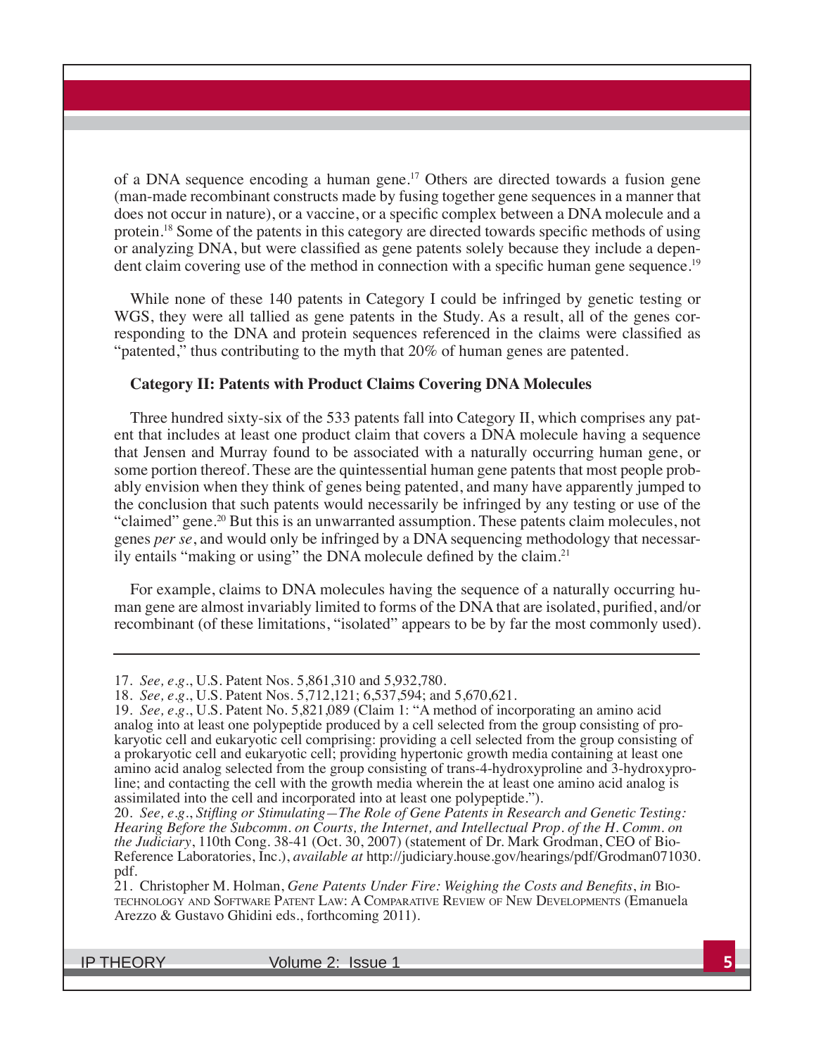of a DNA sequence encoding a human gene.[17] Others are directed towards a fusion gene (man-made recombinant constructs made by fusing together gene sequences in a manner that does not occur in nature), or a vaccine, or a specific complex between a DNA molecule and a protein.[18] Some of the patents in this category are directed towards specific methods of using or analyzing DNA, but were classified as gene patents solely because they include a dependent claim covering use of the method in connection with a specific human gene sequence.[19]

While none of these 140 patents in Category I could be infringed by genetic testing or WGS, they were all tallied as gene patents in the Study. As a result, all of the genes corresponding to the DNA and protein sequences referenced in the claims were classified as "patented," thus contributing to the myth that 20% of human genes are patented.

**Category II: Patents with Product Claims Covering DNA Molecules**

Three hundred sixty-six of the 533 patents fall into Category II, which comprises any patent that includes at least one product claim that covers a DNA molecule having a sequence that Jensen and Murray found to be associated with a naturally occurring human gene, or some portion thereof. These are the quintessential human gene patents that most people probably envision when they think of genes being patented, and many have apparently jumped to the conclusion that such patents would necessarily be infringed by any testing or use of the "claimed" gene.[20] But this is an unwarranted assumption. These patents claim molecules, not genes *per se*, and would only be infringed by a DNA sequencing methodology that necessarily entails "making or using" the DNA molecule defined by the claim.[21]

For example, claims to DNA molecules having the sequence of a naturally occurring human gene are almost invariably limited to forms of the DNA that are isolated, purified, and/or recombinant (of these limitations, "isolated" appears to be by far the most commonly used).

---

17. *See, e.g.*, U.S. Patent Nos. 5,861,310 and 5,932,780.

18. *See, e.g.*, U.S. Patent Nos. 5,712,121; 6,537,594; and 5,670,621.

19. *See, e.g.*, U.S. Patent No. 5,821,089 (Claim 1: "A method of incorporating an amino acid analog into at least one polypeptide produced by a cell selected from the group consisting of prokaryotic cell and eukaryotic cell comprising: providing a cell selected from the group consisting of a prokaryotic cell and eukaryotic cell; providing hypertonic growth media containing at least one amino acid analog selected from the group consisting of trans-4-hydroxyproline and 3-hydroxyproline; and contacting the cell with the growth media wherein the at least one amino acid analog is assimilated into the cell and incorporated into at least one polypeptide.").

20. *See, e.g.*, *Stifling or Stimulating—The Role of Gene Patents in Research and Genetic Testing: Hearing Before the Subcomm. on Courts, the Internet, and Intellectual Prop. of the H. Comm. on the Judiciary*, 110th Cong. 38-41 (Oct. 30, 2007) (statement of Dr. Mark Grodman, CEO of Bio-Reference Laboratories, Inc.), *available at* http://judiciary.house.gov/hearings/pdf/Grodman071030.pdf.

21. Christopher M. Holman, *Gene Patents Under Fire: Weighing the Costs and Benefits*, *in* Biotechnology and Software Patent Law: A Comparative Review of New Developments (Emanuela Arezzo & Gustavo Ghidini eds., forthcoming 2011).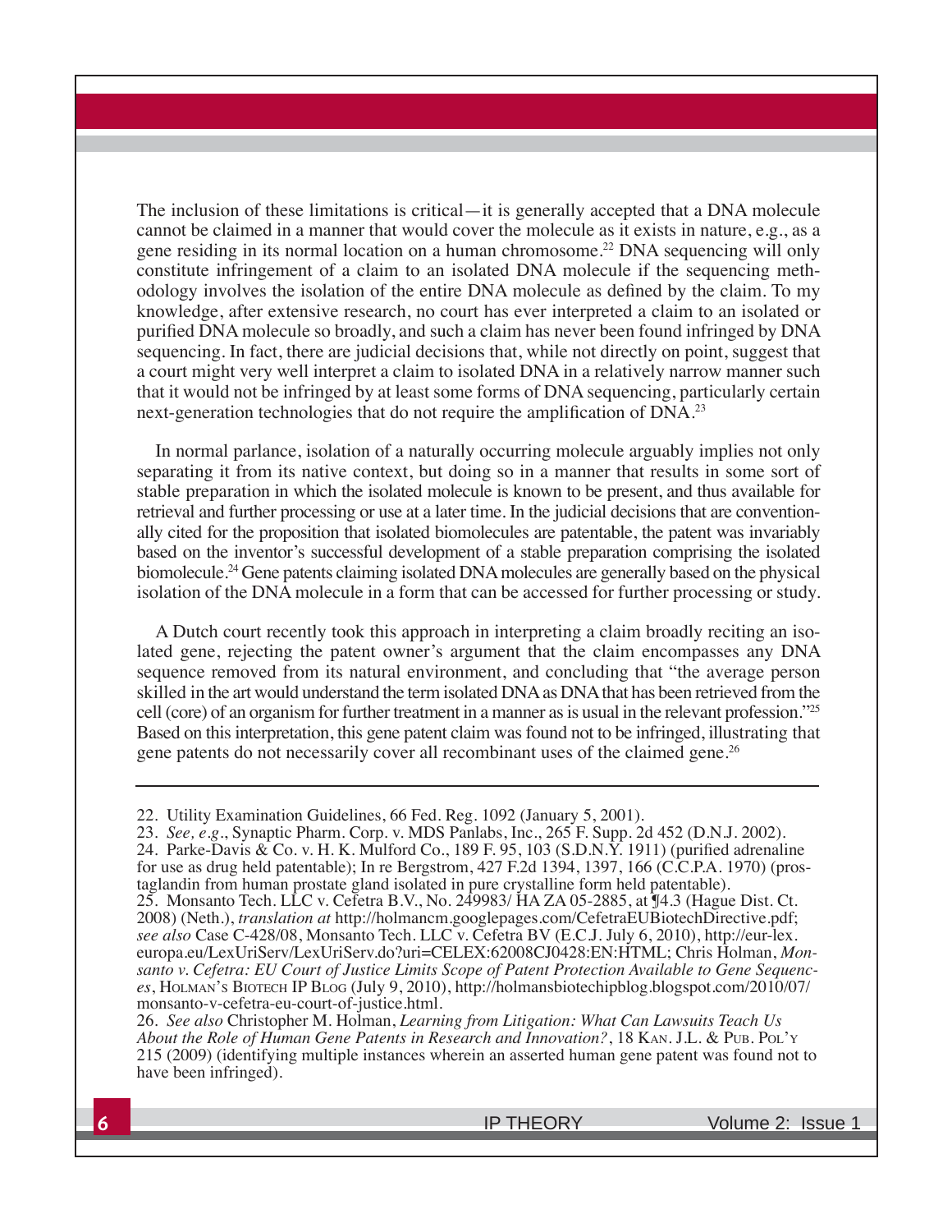The inclusion of these limitations is critical—it is generally accepted that a DNA molecule cannot be claimed in a manner that would cover the molecule as it exists in nature, e.g., as a gene residing in its normal location on a human chromosome.[22] DNA sequencing will only constitute infringement of a claim to an isolated DNA molecule if the sequencing methodology involves the isolation of the entire DNA molecule as defined by the claim. To my knowledge, after extensive research, no court has ever interpreted a claim to an isolated or purified DNA molecule so broadly, and such a claim has never been found infringed by DNA sequencing. In fact, there are judicial decisions that, while not directly on point, suggest that a court might very well interpret a claim to isolated DNA in a relatively narrow manner such that it would not be infringed by at least some forms of DNA sequencing, particularly certain next-generation technologies that do not require the amplification of DNA.[23]

In normal parlance, isolation of a naturally occurring molecule arguably implies not only separating it from its native context, but doing so in a manner that results in some sort of stable preparation in which the isolated molecule is known to be present, and thus available for retrieval and further processing or use at a later time. In the judicial decisions that are conventionally cited for the proposition that isolated biomolecules are patentable, the patent was invariably based on the inventor's successful development of a stable preparation comprising the isolated biomolecule.[24] Gene patents claiming isolated DNA molecules are generally based on the physical isolation of the DNA molecule in a form that can be accessed for further processing or study.

A Dutch court recently took this approach in interpreting a claim broadly reciting an isolated gene, rejecting the patent owner's argument that the claim encompasses any DNA sequence removed from its natural environment, and concluding that "the average person skilled in the art would understand the term isolated DNA as DNA that has been retrieved from the cell (core) of an organism for further treatment in a manner as is usual in the relevant profession."[25] Based on this interpretation, this gene patent claim was found not to be infringed, illustrating that gene patents do not necessarily cover all recombinant uses of the claimed gene.[26]

---

22. Utility Examination Guidelines, 66 Fed. Reg. 1092 (January 5, 2001).

23. *See, e.g.*, Synaptic Pharm. Corp. v. MDS Panlabs, Inc., 265 F. Supp. 2d 452 (D.N.J. 2002).

24. Parke-Davis & Co. v. H. K. Mulford Co., 189 F. 95, 103 (S.D.N.Y. 1911) (purified adrenaline for use as drug held patentable); In re Bergstrom, 427 F.2d 1394, 1397, 166 (C.C.P.A. 1970) (prostaglandin from human prostate gland isolated in pure crystalline form held patentable).

25. Monsanto Tech. LLC v. Cefetra B.V., No. 249983/ HA ZA 05-2885, at ¶4.3 (Hague Dist. Ct. 2008) (Neth.), *translation at* http://holmancm.googlepages.com/CefetraEUBiotechDirective.pdf; *see also* Case C-428/08, Monsanto Tech. LLC v. Cefetra BV (E.C.J. July 6, 2010), http://eur-lex.europa.eu/LexUriServ/LexUriServ.do?uri=CELEX:62008CJ0428:EN:HTML; Chris Holman, *Monsanto v. Cefetra: EU Court of Justice Limits Scope of Patent Protection Available to Gene Sequences*, Holman's Biotech IP Blog (July 9, 2010), http://holmansbiotechipblog.blogspot.com/2010/07/monsanto-v-cefetra-eu-court-of-justice.html.

26. *See also* Christopher M. Holman, *Learning from Litigation: What Can Lawsuits Teach Us About the Role of Human Gene Patents in Research and Innovation?*, 18 Kan. J.L. & Pub. Pol'y 215 (2009) (identifying multiple instances wherein an asserted human gene patent was found not to have been infringed).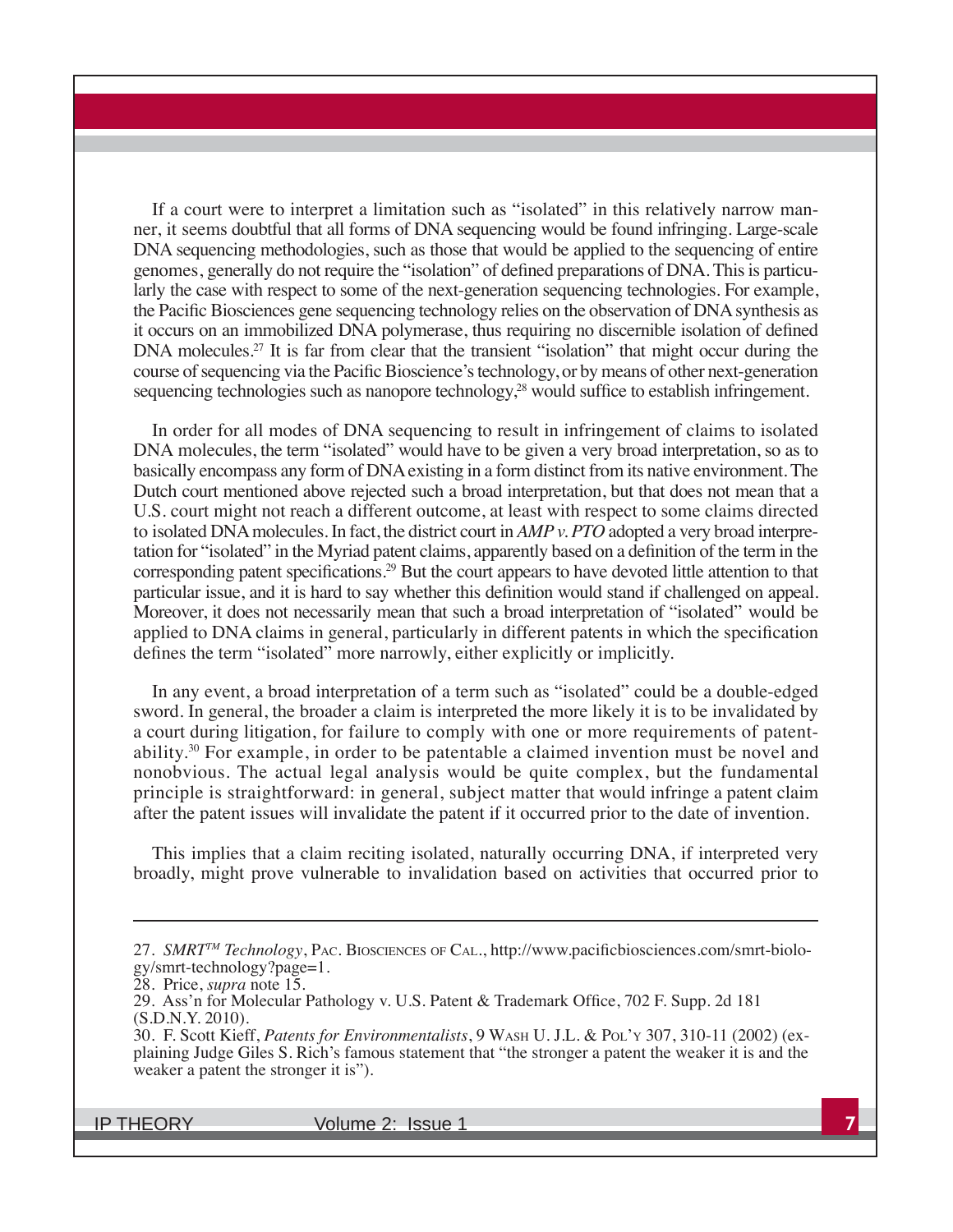If a court were to interpret a limitation such as "isolated" in this relatively narrow manner, it seems doubtful that all forms of DNA sequencing would be found infringing. Large-scale DNA sequencing methodologies, such as those that would be applied to the sequencing of entire genomes, generally do not require the "isolation" of defined preparations of DNA. This is particularly the case with respect to some of the next-generation sequencing technologies. For example, the Pacific Biosciences gene sequencing technology relies on the observation of DNA synthesis as it occurs on an immobilized DNA polymerase, thus requiring no discernible isolation of defined DNA molecules.[27] It is far from clear that the transient "isolation" that might occur during the course of sequencing via the Pacific Bioscience's technology, or by means of other next-generation sequencing technologies such as nanopore technology,[28] would suffice to establish infringement.

In order for all modes of DNA sequencing to result in infringement of claims to isolated DNA molecules, the term "isolated" would have to be given a very broad interpretation, so as to basically encompass any form of DNA existing in a form distinct from its native environment. The Dutch court mentioned above rejected such a broad interpretation, but that does not mean that a U.S. court might not reach a different outcome, at least with respect to some claims directed to isolated DNA molecules. In fact, the district court in *AMP v. PTO* adopted a very broad interpretation for "isolated" in the Myriad patent claims, apparently based on a definition of the term in the corresponding patent specifications.[29] But the court appears to have devoted little attention to that particular issue, and it is hard to say whether this definition would stand if challenged on appeal. Moreover, it does not necessarily mean that such a broad interpretation of "isolated" would be applied to DNA claims in general, particularly in different patents in which the specification defines the term "isolated" more narrowly, either explicitly or implicitly.

In any event, a broad interpretation of a term such as "isolated" could be a double-edged sword. In general, the broader a claim is interpreted the more likely it is to be invalidated by a court during litigation, for failure to comply with one or more requirements of patentability.[30] For example, in order to be patentable a claimed invention must be novel and nonobvious. The actual legal analysis would be quite complex, but the fundamental principle is straightforward: in general, subject matter that would infringe a patent claim after the patent issues will invalidate the patent if it occurred prior to the date of invention.

This implies that a claim reciting isolated, naturally occurring DNA, if interpreted very broadly, might prove vulnerable to invalidation based on activities that occurred prior to

---

27. *SMRT™ Technology*, Pac. Biosciences of Cal., http://www.pacificbiosciences.com/smrt-biology/smrt-technology?page=1.

28. Price, *supra* note 15.

29. Ass'n for Molecular Pathology v. U.S. Patent & Trademark Office, 702 F. Supp. 2d 181 (S.D.N.Y. 2010).

30. F. Scott Kieff, *Patents for Environmentalists*, 9 Wash U. J.L. & Pol'y 307, 310-11 (2002) (explaining Judge Giles S. Rich's famous statement that "the stronger a patent the weaker it is and the weaker a patent the stronger it is").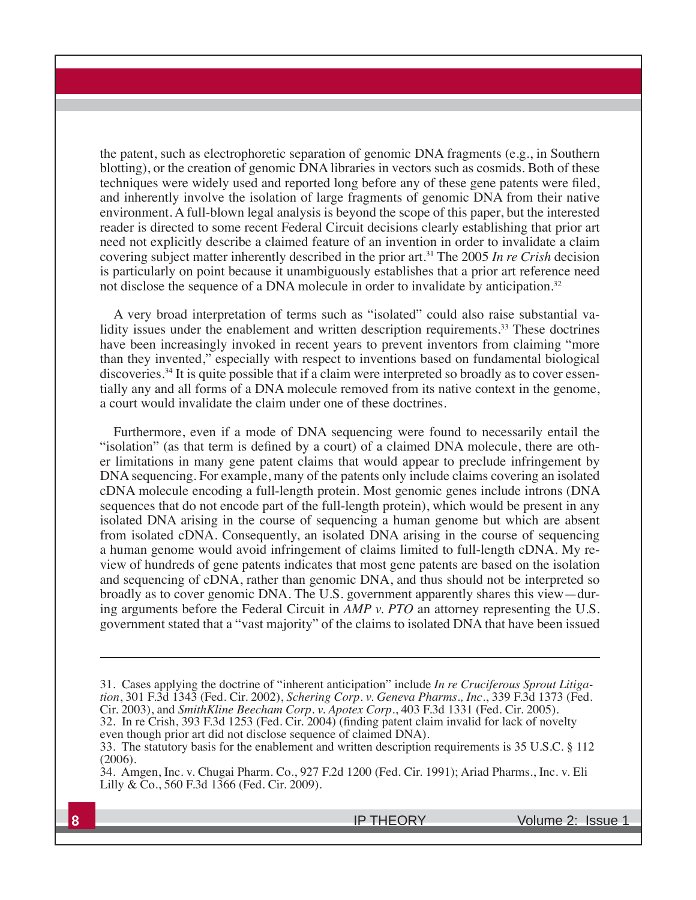the patent, such as electrophoretic separation of genomic DNA fragments (e.g., in Southern blotting), or the creation of genomic DNA libraries in vectors such as cosmids. Both of these techniques were widely used and reported long before any of these gene patents were filed, and inherently involve the isolation of large fragments of genomic DNA from their native environment. A full-blown legal analysis is beyond the scope of this paper, but the interested reader is directed to some recent Federal Circuit decisions clearly establishing that prior art need not explicitly describe a claimed feature of an invention in order to invalidate a claim covering subject matter inherently described in the prior art.[31] The 2005 *In re Crish* decision is particularly on point because it unambiguously establishes that a prior art reference need not disclose the sequence of a DNA molecule in order to invalidate by anticipation.[32]

A very broad interpretation of terms such as "isolated" could also raise substantial validity issues under the enablement and written description requirements.[33] These doctrines have been increasingly invoked in recent years to prevent inventors from claiming "more than they invented," especially with respect to inventions based on fundamental biological discoveries.[34] It is quite possible that if a claim were interpreted so broadly as to cover essentially any and all forms of a DNA molecule removed from its native context in the genome, a court would invalidate the claim under one of these doctrines.

Furthermore, even if a mode of DNA sequencing were found to necessarily entail the "isolation" (as that term is defined by a court) of a claimed DNA molecule, there are other limitations in many gene patent claims that would appear to preclude infringement by DNA sequencing. For example, many of the patents only include claims covering an isolated cDNA molecule encoding a full-length protein. Most genomic genes include introns (DNA sequences that do not encode part of the full-length protein), which would be present in any isolated DNA arising in the course of sequencing a human genome but which are absent from isolated cDNA. Consequently, an isolated DNA arising in the course of sequencing a human genome would avoid infringement of claims limited to full-length cDNA. My review of hundreds of gene patents indicates that most gene patents are based on the isolation and sequencing of cDNA, rather than genomic DNA, and thus should not be interpreted so broadly as to cover genomic DNA. The U.S. government apparently shares this view—during arguments before the Federal Circuit in *AMP v. PTO* an attorney representing the U.S. government stated that a "vast majority" of the claims to isolated DNA that have been issued

---

31. Cases applying the doctrine of "inherent anticipation" include *In re Cruciferous Sprout Litigation*, 301 F.3d 1343 (Fed. Cir. 2002), *Schering Corp. v. Geneva Pharms., Inc.*, 339 F.3d 1373 (Fed. Cir. 2003), and *SmithKline Beecham Corp. v. Apotex Corp.*, 403 F.3d 1331 (Fed. Cir. 2005).

32. In re Crish, 393 F.3d 1253 (Fed. Cir. 2004) (finding patent claim invalid for lack of novelty even though prior art did not disclose sequence of claimed DNA).

33. The statutory basis for the enablement and written description requirements is 35 U.S.C. § 112 (2006).

34. Amgen, Inc. v. Chugai Pharm. Co., 927 F.2d 1200 (Fed. Cir. 1991); Ariad Pharms., Inc. v. Eli Lilly & Co., 560 F.3d 1366 (Fed. Cir. 2009).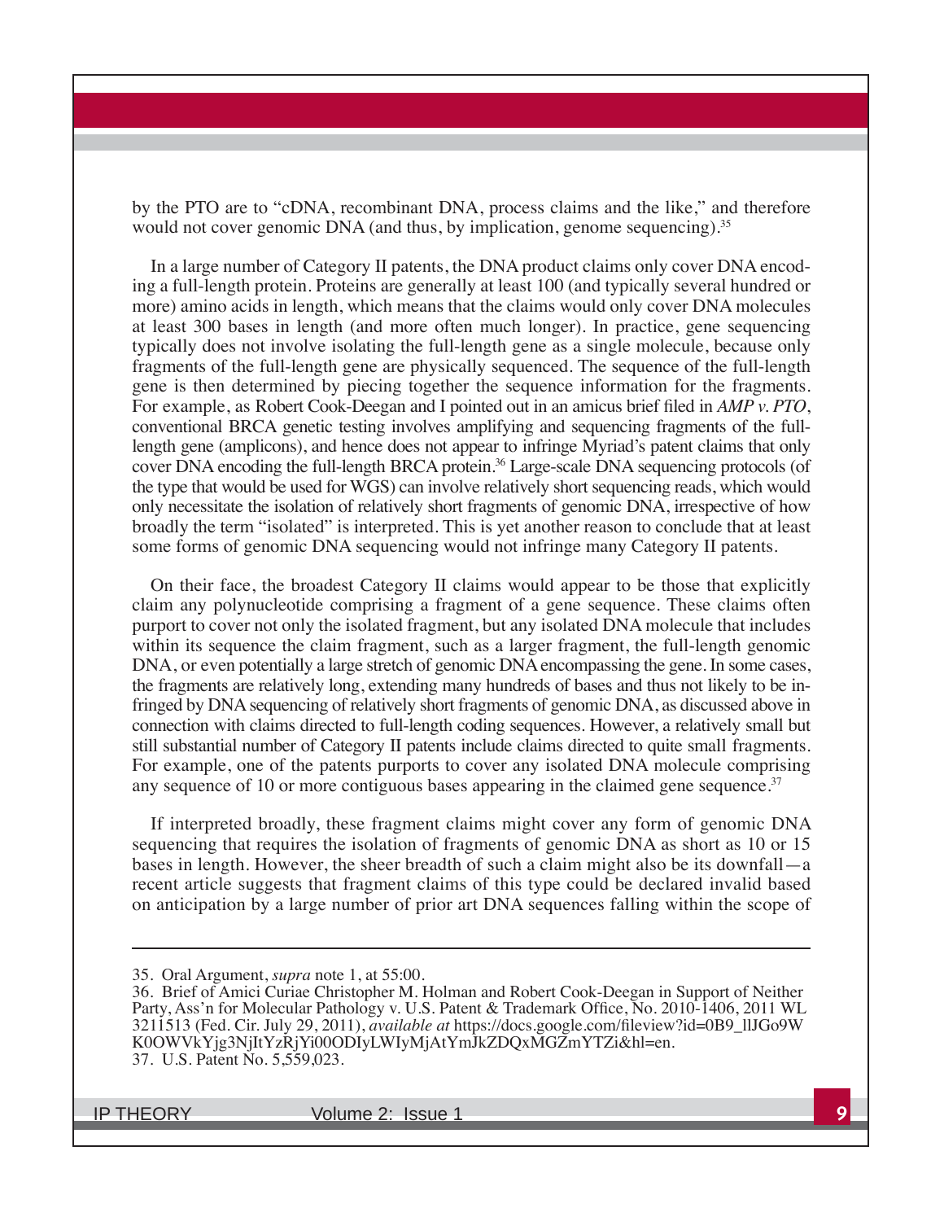by the PTO are to "cDNA, recombinant DNA, process claims and the like," and therefore would not cover genomic DNA (and thus, by implication, genome sequencing).[35]

In a large number of Category II patents, the DNA product claims only cover DNA encoding a full-length protein. Proteins are generally at least 100 (and typically several hundred or more) amino acids in length, which means that the claims would only cover DNA molecules at least 300 bases in length (and more often much longer). In practice, gene sequencing typically does not involve isolating the full-length gene as a single molecule, because only fragments of the full-length gene are physically sequenced. The sequence of the full-length gene is then determined by piecing together the sequence information for the fragments. For example, as Robert Cook-Deegan and I pointed out in an amicus brief filed in *AMP v. PTO*, conventional BRCA genetic testing involves amplifying and sequencing fragments of the full-length gene (amplicons), and hence does not appear to infringe Myriad's patent claims that only cover DNA encoding the full-length BRCA protein.[36] Large-scale DNA sequencing protocols (of the type that would be used for WGS) can involve relatively short sequencing reads, which would only necessitate the isolation of relatively short fragments of genomic DNA, irrespective of how broadly the term "isolated" is interpreted. This is yet another reason to conclude that at least some forms of genomic DNA sequencing would not infringe many Category II patents.

On their face, the broadest Category II claims would appear to be those that explicitly claim any polynucleotide comprising a fragment of a gene sequence. These claims often purport to cover not only the isolated fragment, but any isolated DNA molecule that includes within its sequence the claim fragment, such as a larger fragment, the full-length genomic DNA, or even potentially a large stretch of genomic DNA encompassing the gene. In some cases, the fragments are relatively long, extending many hundreds of bases and thus not likely to be infringed by DNA sequencing of relatively short fragments of genomic DNA, as discussed above in connection with claims directed to full-length coding sequences. However, a relatively small but still substantial number of Category II patents include claims directed to quite small fragments. For example, one of the patents purports to cover any isolated DNA molecule comprising any sequence of 10 or more contiguous bases appearing in the claimed gene sequence.[37]

If interpreted broadly, these fragment claims might cover any form of genomic DNA sequencing that requires the isolation of fragments of genomic DNA as short as 10 or 15 bases in length. However, the sheer breadth of such a claim might also be its downfall—a recent article suggests that fragment claims of this type could be declared invalid based on anticipation by a large number of prior art DNA sequences falling within the scope of

---

35. Oral Argument, *supra* note 1, at 55:00.

36. Brief of Amici Curiae Christopher M. Holman and Robert Cook-Deegan in Support of Neither Party, Ass'n for Molecular Pathology v. U.S. Patent & Trademark Office, No. 2010-1406, 2011 WL 3211513 (Fed. Cir. July 29, 2011), *available at* https://docs.google.com/fileview?id=0B9_llJGo9WK0OWVkYjg3NjItYzRjYi00ODIyLWIyMjAtYmJkZDQxMGZmYTZi&hl=en.

37. U.S. Patent No. 5,559,023.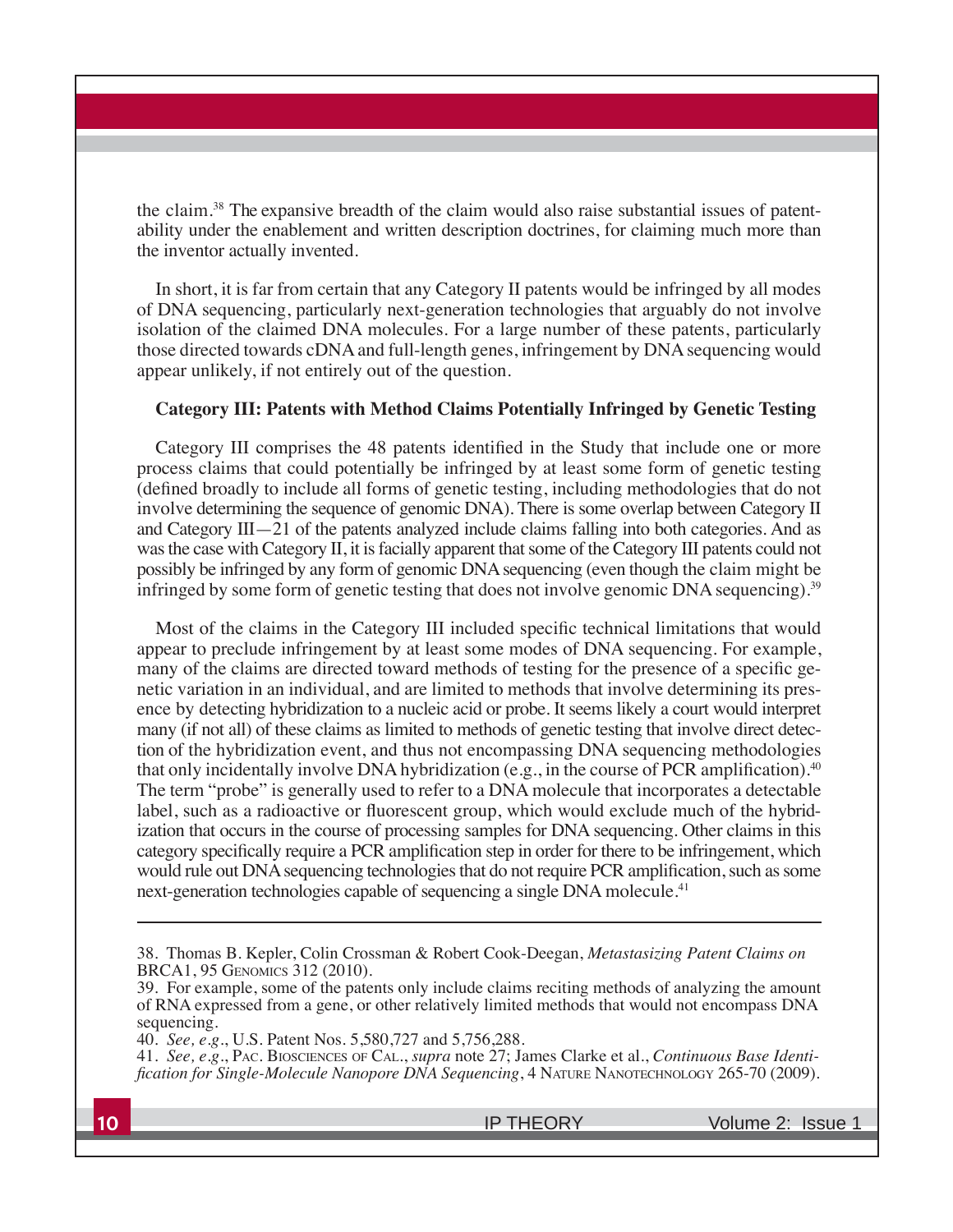the claim.[38] The expansive breadth of the claim would also raise substantial issues of patentability under the enablement and written description doctrines, for claiming much more than the inventor actually invented.

In short, it is far from certain that any Category II patents would be infringed by all modes of DNA sequencing, particularly next-generation technologies that arguably do not involve isolation of the claimed DNA molecules. For a large number of these patents, particularly those directed towards cDNA and full-length genes, infringement by DNA sequencing would appear unlikely, if not entirely out of the question.

**Category III: Patents with Method Claims Potentially Infringed by Genetic Testing**

Category III comprises the 48 patents identified in the Study that include one or more process claims that could potentially be infringed by at least some form of genetic testing (defined broadly to include all forms of genetic testing, including methodologies that do not involve determining the sequence of genomic DNA). There is some overlap between Category II and Category III—21 of the patents analyzed include claims falling into both categories. And as was the case with Category II, it is facially apparent that some of the Category III patents could not possibly be infringed by any form of genomic DNA sequencing (even though the claim might be infringed by some form of genetic testing that does not involve genomic DNA sequencing).[39]

Most of the claims in the Category III included specific technical limitations that would appear to preclude infringement by at least some modes of DNA sequencing. For example, many of the claims are directed toward methods of testing for the presence of a specific genetic variation in an individual, and are limited to methods that involve determining its presence by detecting hybridization to a nucleic acid or probe. It seems likely a court would interpret many (if not all) of these claims as limited to methods of genetic testing that involve direct detection of the hybridization event, and thus not encompassing DNA sequencing methodologies that only incidentally involve DNA hybridization (e.g., in the course of PCR amplification).[40] The term "probe" is generally used to refer to a DNA molecule that incorporates a detectable label, such as a radioactive or fluorescent group, which would exclude much of the hybridization that occurs in the course of processing samples for DNA sequencing. Other claims in this category specifically require a PCR amplification step in order for there to be infringement, which would rule out DNA sequencing technologies that do not require PCR amplification, such as some next-generation technologies capable of sequencing a single DNA molecule.[41]

---

38. Thomas B. Kepler, Colin Crossman & Robert Cook-Deegan, *Metastasizing Patent Claims on* BRCA1, 95 Genomics 312 (2010).

39. For example, some of the patents only include claims reciting methods of analyzing the amount of RNA expressed from a gene, or other relatively limited methods that would not encompass DNA sequencing.

40. *See, e.g.*, U.S. Patent Nos. 5,580,727 and 5,756,288.

41. *See, e.g.*, Pac. Biosciences of Cal., *supra* note 27; James Clarke et al., *Continuous Base Identification for Single-Molecule Nanopore DNA Sequencing*, 4 Nature Nanotechnology 265-70 (2009).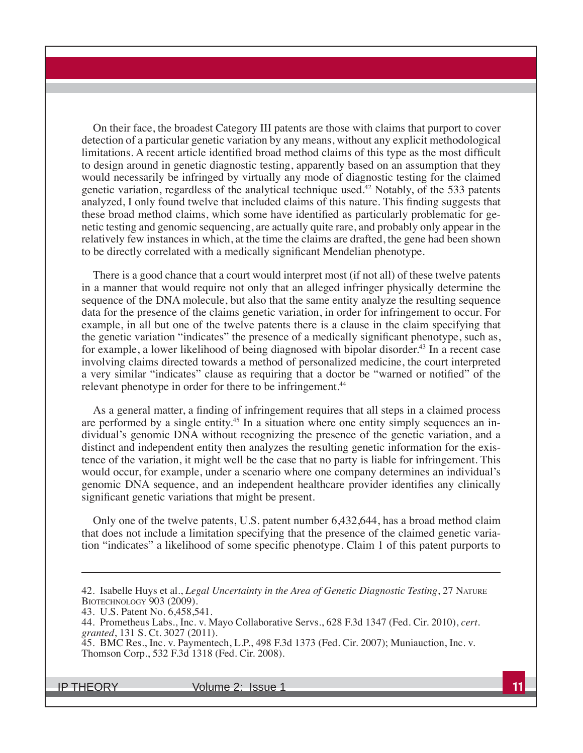On their face, the broadest Category III patents are those with claims that purport to cover detection of a particular genetic variation by any means, without any explicit methodological limitations. A recent article identified broad method claims of this type as the most difficult to design around in genetic diagnostic testing, apparently based on an assumption that they would necessarily be infringed by virtually any mode of diagnostic testing for the claimed genetic variation, regardless of the analytical technique used.[42] Notably, of the 533 patents analyzed, I only found twelve that included claims of this nature. This finding suggests that these broad method claims, which some have identified as particularly problematic for genetic testing and genomic sequencing, are actually quite rare, and probably only appear in the relatively few instances in which, at the time the claims are drafted, the gene had been shown to be directly correlated with a medically significant Mendelian phenotype.

There is a good chance that a court would interpret most (if not all) of these twelve patents in a manner that would require not only that an alleged infringer physically determine the sequence of the DNA molecule, but also that the same entity analyze the resulting sequence data for the presence of the claims genetic variation, in order for infringement to occur. For example, in all but one of the twelve patents there is a clause in the claim specifying that the genetic variation "indicates" the presence of a medically significant phenotype, such as, for example, a lower likelihood of being diagnosed with bipolar disorder.[43] In a recent case involving claims directed towards a method of personalized medicine, the court interpreted a very similar "indicates" clause as requiring that a doctor be "warned or notified" of the relevant phenotype in order for there to be infringement.[44]

As a general matter, a finding of infringement requires that all steps in a claimed process are performed by a single entity.[45] In a situation where one entity simply sequences an individual's genomic DNA without recognizing the presence of the genetic variation, and a distinct and independent entity then analyzes the resulting genetic information for the existence of the variation, it might well be the case that no party is liable for infringement. This would occur, for example, under a scenario where one company determines an individual's genomic DNA sequence, and an independent healthcare provider identifies any clinically significant genetic variations that might be present.

Only one of the twelve patents, U.S. patent number 6,432,644, has a broad method claim that does not include a limitation specifying that the presence of the claimed genetic variation "indicates" a likelihood of some specific phenotype. Claim 1 of this patent purports to

---

42. Isabelle Huys et al., *Legal Uncertainty in the Area of Genetic Diagnostic Testing*, 27 Nature Biotechnology 903 (2009).

43. U.S. Patent No. 6,458,541.

44. Prometheus Labs., Inc. v. Mayo Collaborative Servs., 628 F.3d 1347 (Fed. Cir. 2010), *cert. granted*, 131 S. Ct. 3027 (2011).

45. BMC Res., Inc. v. Paymentech, L.P., 498 F.3d 1373 (Fed. Cir. 2007); Muniauction, Inc. v. Thomson Corp., 532 F.3d 1318 (Fed. Cir. 2008).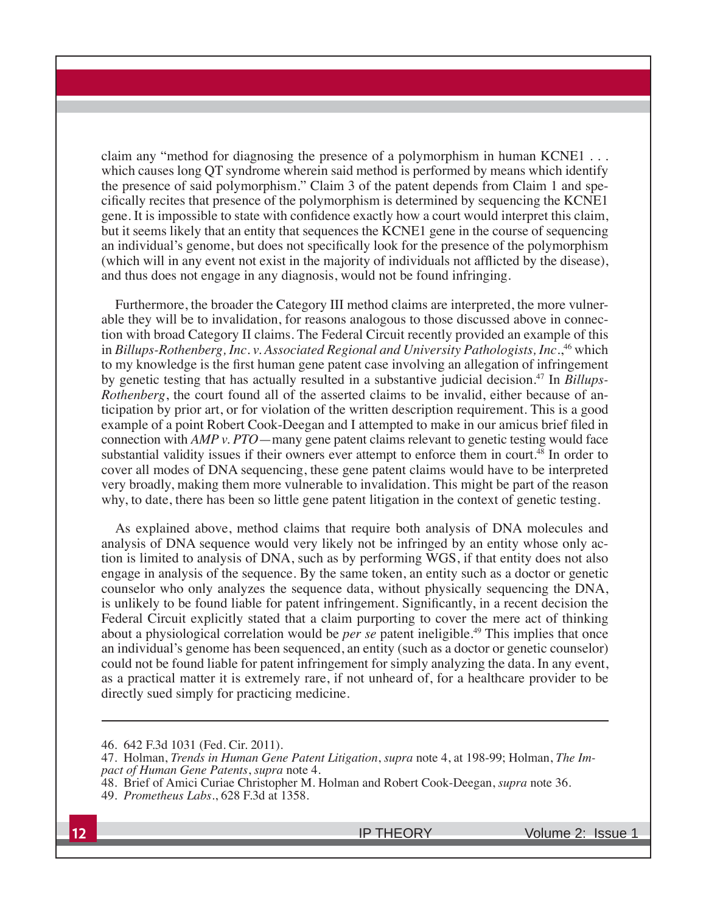claim any "method for diagnosing the presence of a polymorphism in human KCNE1 . . . which causes long QT syndrome wherein said method is performed by means which identify the presence of said polymorphism." Claim 3 of the patent depends from Claim 1 and specifically recites that presence of the polymorphism is determined by sequencing the KCNE1 gene. It is impossible to state with confidence exactly how a court would interpret this claim, but it seems likely that an entity that sequences the KCNE1 gene in the course of sequencing an individual's genome, but does not specifically look for the presence of the polymorphism (which will in any event not exist in the majority of individuals not afflicted by the disease), and thus does not engage in any diagnosis, would not be found infringing.

Furthermore, the broader the Category III method claims are interpreted, the more vulnerable they will be to invalidation, for reasons analogous to those discussed above in connection with broad Category II claims. The Federal Circuit recently provided an example of this in *Billups-Rothenberg, Inc. v. Associated Regional and University Pathologists, Inc.*,[46] which to my knowledge is the first human gene patent case involving an allegation of infringement by genetic testing that has actually resulted in a substantive judicial decision.[47] In *Billups-Rothenberg*, the court found all of the asserted claims to be invalid, either because of anticipation by prior art, or for violation of the written description requirement. This is a good example of a point Robert Cook-Deegan and I attempted to make in our amicus brief filed in connection with *AMP v. PTO*—many gene patent claims relevant to genetic testing would face substantial validity issues if their owners ever attempt to enforce them in court.[48] In order to cover all modes of DNA sequencing, these gene patent claims would have to be interpreted very broadly, making them more vulnerable to invalidation. This might be part of the reason why, to date, there has been so little gene patent litigation in the context of genetic testing.

As explained above, method claims that require both analysis of DNA molecules and analysis of DNA sequence would very likely not be infringed by an entity whose only action is limited to analysis of DNA, such as by performing WGS, if that entity does not also engage in analysis of the sequence. By the same token, an entity such as a doctor or genetic counselor who only analyzes the sequence data, without physically sequencing the DNA, is unlikely to be found liable for patent infringement. Significantly, in a recent decision the Federal Circuit explicitly stated that a claim purporting to cover the mere act of thinking about a physiological correlation would be *per se* patent ineligible.[49] This implies that once an individual's genome has been sequenced, an entity (such as a doctor or genetic counselor) could not be found liable for patent infringement for simply analyzing the data. In any event, as a practical matter it is extremely rare, if not unheard of, for a healthcare provider to be directly sued simply for practicing medicine.

---

46. 642 F.3d 1031 (Fed. Cir. 2011).

47. Holman, *Trends in Human Gene Patent Litigation*, *supra* note 4, at 198-99; Holman, *The Impact of Human Gene Patents*, *supra* note 4.

48. Brief of Amici Curiae Christopher M. Holman and Robert Cook-Deegan, *supra* note 36.

49. *Prometheus Labs.*, 628 F.3d at 1358.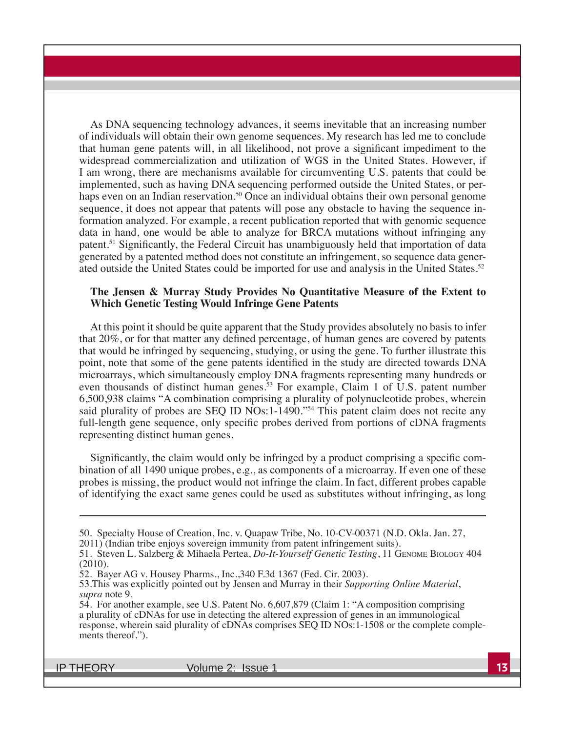As DNA sequencing technology advances, it seems inevitable that an increasing number of individuals will obtain their own genome sequences. My research has led me to conclude that human gene patents will, in all likelihood, not prove a significant impediment to the widespread commercialization and utilization of WGS in the United States. However, if I am wrong, there are mechanisms available for circumventing U.S. patents that could be implemented, such as having DNA sequencing performed outside the United States, or perhaps even on an Indian reservation.[50] Once an individual obtains their own personal genome sequence, it does not appear that patents will pose any obstacle to having the sequence information analyzed. For example, a recent publication reported that with genomic sequence data in hand, one would be able to analyze for BRCA mutations without infringing any patent.[51] Significantly, the Federal Circuit has unambiguously held that importation of data generated by a patented method does not constitute an infringement, so sequence data generated outside the United States could be imported for use and analysis in the United States.[52]

**The Jensen & Murray Study Provides No Quantitative Measure of the Extent to Which Genetic Testing Would Infringe Gene Patents**

At this point it should be quite apparent that the Study provides absolutely no basis to infer that 20%, or for that matter any defined percentage, of human genes are covered by patents that would be infringed by sequencing, studying, or using the gene. To further illustrate this point, note that some of the gene patents identified in the study are directed towards DNA microarrays, which simultaneously employ DNA fragments representing many hundreds or even thousands of distinct human genes.[53] For example, Claim 1 of U.S. patent number 6,500,938 claims "A combination comprising a plurality of polynucleotide probes, wherein said plurality of probes are SEQ ID NOs:1-1490."[54] This patent claim does not recite any full-length gene sequence, only specific probes derived from portions of cDNA fragments representing distinct human genes.

Significantly, the claim would only be infringed by a product comprising a specific combination of all 1490 unique probes, e.g., as components of a microarray. If even one of these probes is missing, the product would not infringe the claim. In fact, different probes capable of identifying the exact same genes could be used as substitutes without infringing, as long

---

50. Specialty House of Creation, Inc. v. Quapaw Tribe, No. 10-CV-00371 (N.D. Okla. Jan. 27, 2011) (Indian tribe enjoys sovereign immunity from patent infringement suits).

51. Steven L. Salzberg & Mihaela Pertea, *Do-It-Yourself Genetic Testing*, 11 Genome Biology 404 (2010).

52. Bayer AG v. Housey Pharms., Inc.,340 F.3d 1367 (Fed. Cir. 2003).

53. This was explicitly pointed out by Jensen and Murray in their *Supporting Online Material*, *supra* note 9.

54. For another example, see U.S. Patent No. 6,607,879 (Claim 1: "A composition comprising a plurality of cDNAs for use in detecting the altered expression of genes in an immunological response, wherein said plurality of cDNAs comprises SEQ ID NOs:1-1508 or the complete complements thereof.").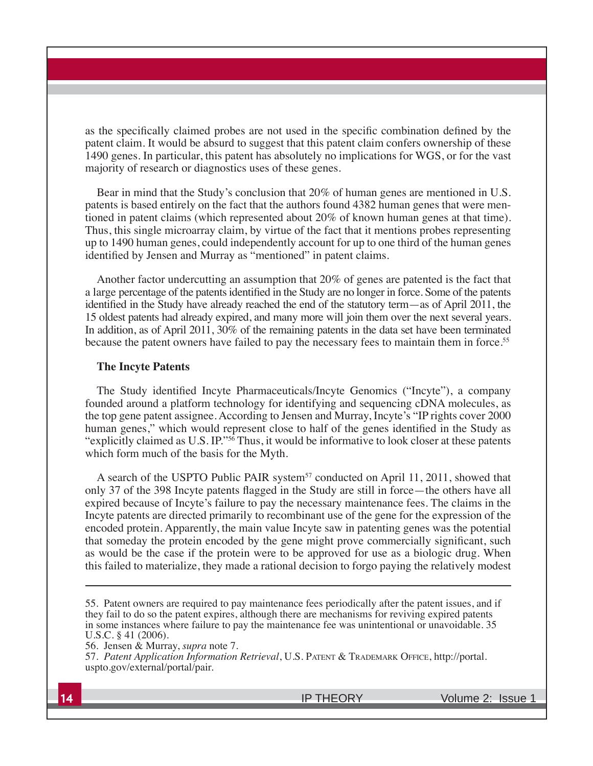as the specifically claimed probes are not used in the specific combination defined by the patent claim. It would be absurd to suggest that this patent claim confers ownership of these 1490 genes. In particular, this patent has absolutely no implications for WGS, or for the vast majority of research or diagnostics uses of these genes.

Bear in mind that the Study's conclusion that 20% of human genes are mentioned in U.S. patents is based entirely on the fact that the authors found 4382 human genes that were mentioned in patent claims (which represented about 20% of known human genes at that time). Thus, this single microarray claim, by virtue of the fact that it mentions probes representing up to 1490 human genes, could independently account for up to one third of the human genes identified by Jensen and Murray as "mentioned" in patent claims.

Another factor undercutting an assumption that 20% of genes are patented is the fact that a large percentage of the patents identified in the Study are no longer in force. Some of the patents identified in the Study have already reached the end of the statutory term—as of April 2011, the 15 oldest patents had already expired, and many more will join them over the next several years. In addition, as of April 2011, 30% of the remaining patents in the data set have been terminated because the patent owners have failed to pay the necessary fees to maintain them in force.[55]

**The Incyte Patents**

The Study identified Incyte Pharmaceuticals/Incyte Genomics ("Incyte"), a company founded around a platform technology for identifying and sequencing cDNA molecules, as the top gene patent assignee. According to Jensen and Murray, Incyte's "IP rights cover 2000 human genes," which would represent close to half of the genes identified in the Study as "explicitly claimed as U.S. IP."[56] Thus, it would be informative to look closer at these patents which form much of the basis for the Myth.

A search of the USPTO Public PAIR system[57] conducted on April 11, 2011, showed that only 37 of the 398 Incyte patents flagged in the Study are still in force—the others have all expired because of Incyte's failure to pay the necessary maintenance fees. The claims in the Incyte patents are directed primarily to recombinant use of the gene for the expression of the encoded protein. Apparently, the main value Incyte saw in patenting genes was the potential that someday the protein encoded by the gene might prove commercially significant, such as would be the case if the protein were to be approved for use as a biologic drug. When this failed to materialize, they made a rational decision to forgo paying the relatively modest

---

55. Patent owners are required to pay maintenance fees periodically after the patent issues, and if they fail to do so the patent expires, although there are mechanisms for reviving expired patents in some instances where failure to pay the maintenance fee was unintentional or unavoidable. 35 U.S.C. § 41 (2006).

56. Jensen & Murray, *supra* note 7.

57. *Patent Application Information Retrieval*, U.S. Patent & Trademark Office, http://portal.uspto.gov/external/portal/pair.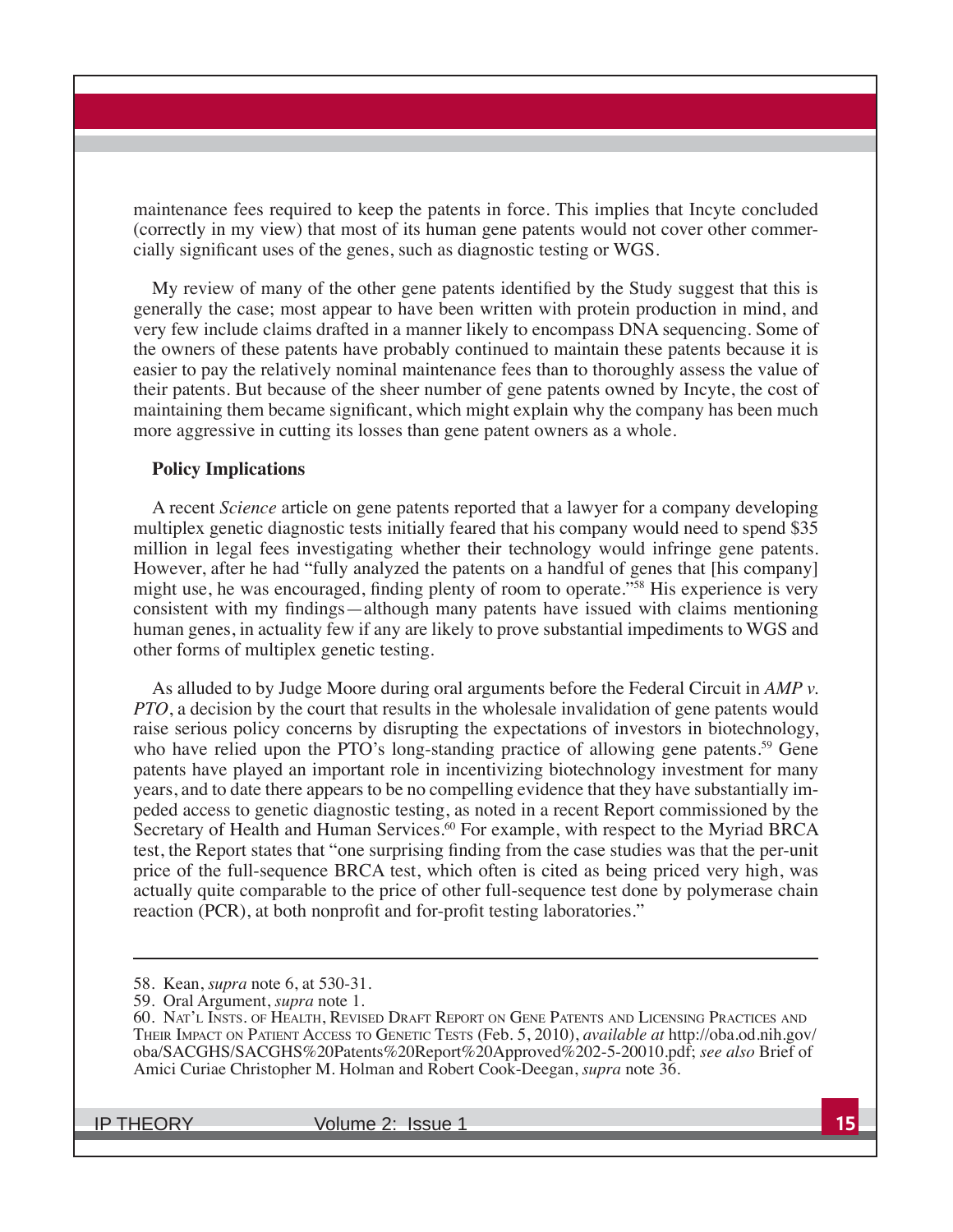maintenance fees required to keep the patents in force. This implies that Incyte concluded (correctly in my view) that most of its human gene patents would not cover other commercially significant uses of the genes, such as diagnostic testing or WGS.

My review of many of the other gene patents identified by the Study suggest that this is generally the case; most appear to have been written with protein production in mind, and very few include claims drafted in a manner likely to encompass DNA sequencing. Some of the owners of these patents have probably continued to maintain these patents because it is easier to pay the relatively nominal maintenance fees than to thoroughly assess the value of their patents. But because of the sheer number of gene patents owned by Incyte, the cost of maintaining them became significant, which might explain why the company has been much more aggressive in cutting its losses than gene patent owners as a whole.

**Policy Implications**

A recent *Science* article on gene patents reported that a lawyer for a company developing multiplex genetic diagnostic tests initially feared that his company would need to spend $35 million in legal fees investigating whether their technology would infringe gene patents. However, after he had "fully analyzed the patents on a handful of genes that [his company] might use, he was encouraged, finding plenty of room to operate."[58] His experience is very consistent with my findings—although many patents have issued with claims mentioning human genes, in actuality few if any are likely to prove substantial impediments to WGS and other forms of multiplex genetic testing.

As alluded to by Judge Moore during oral arguments before the Federal Circuit in *AMP v. PTO*, a decision by the court that results in the wholesale invalidation of gene patents would raise serious policy concerns by disrupting the expectations of investors in biotechnology, who have relied upon the PTO's long-standing practice of allowing gene patents.[59] Gene patents have played an important role in incentivizing biotechnology investment for many years, and to date there appears to be no compelling evidence that they have substantially impeded access to genetic diagnostic testing, as noted in a recent Report commissioned by the Secretary of Health and Human Services.[60] For example, with respect to the Myriad BRCA test, the Report states that "one surprising finding from the case studies was that the per-unit price of the full-sequence BRCA test, which often is cited as being priced very high, was actually quite comparable to the price of other full-sequence test done by polymerase chain reaction (PCR), at both nonprofit and for-profit testing laboratories."

---

58. Kean, *supra* note 6, at 530-31.

59. Oral Argument, *supra* note 1.

60. Nat'l Insts. of Health, Revised Draft Report on Gene Patents and Licensing Practices and Their Impact on Patient Access to Genetic Tests (Feb. 5, 2010), *available at* http://oba.od.nih.gov/oba/SACGHS/SACGHS%20Patents%20Report%20Approved%202-5-20010.pdf; *see also* Brief of Amici Curiae Christopher M. Holman and Robert Cook-Deegan, *supra* note 36.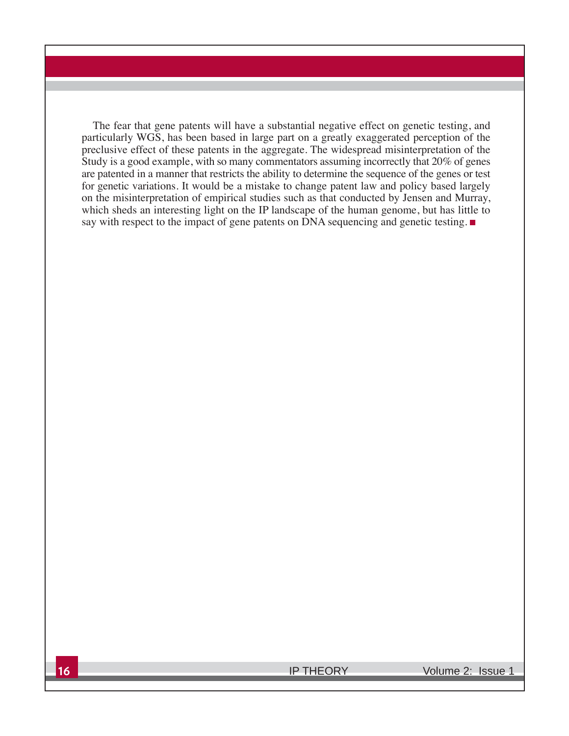The fear that gene patents will have a substantial negative effect on genetic testing, and particularly WGS, has been based in large part on a greatly exaggerated perception of the preclusive effect of these patents in the aggregate. The widespread misinterpretation of the Study is a good example, with so many commentators assuming incorrectly that 20% of genes are patented in a manner that restricts the ability to determine the sequence of the genes or test for genetic variations. It would be a mistake to change patent law and policy based largely on the misinterpretation of empirical studies such as that conducted by Jensen and Murray, which sheds an interesting light on the IP landscape of the human genome, but has little to say with respect to the impact of gene patents on DNA sequencing and genetic testing. ■